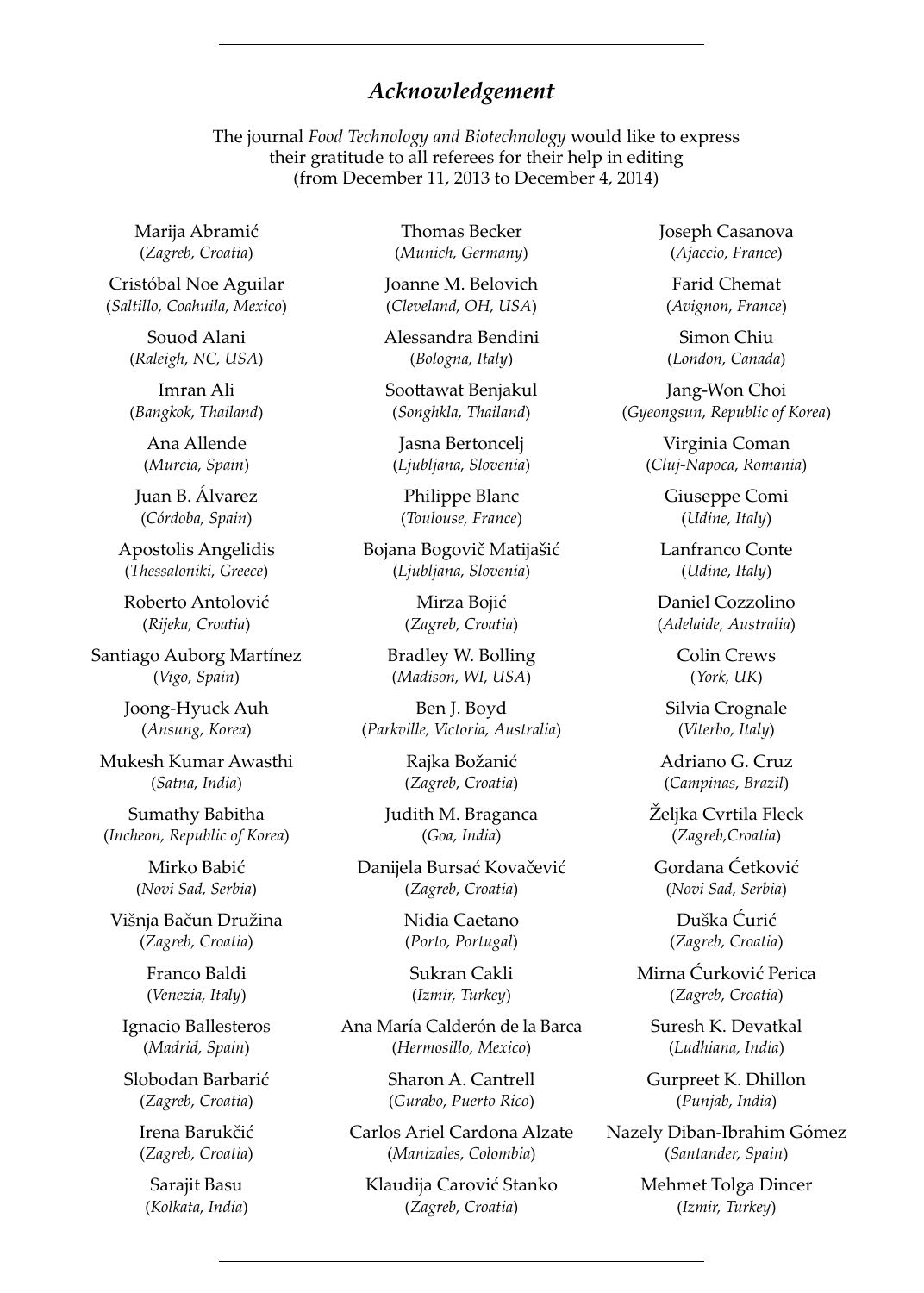## *Acknowledgement*

The journal *Food Technology and Biotechnology* would like to express their gratitude to all referees for their help in editing (from December 11, 2013 to December 4, 2014)

Marija Abramić
(*Zagreb, Croatia*)

Cristóbal Noe Aguilar
(*Saltillo, Coahuila, Mexico*)

Souod Alani
(*Raleigh, NC, USA*)

Imran Ali
(*Bangkok, Thailand*)

Ana Allende
(*Murcia, Spain*)

Juan B. Álvarez
(*Córdoba, Spain*)

Apostolis Angelidis
(*Thessaloniki, Greece*)

Roberto Antolović
(*Rijeka, Croatia*)

Santiago Auborg Martínez
(*Vigo, Spain*)

Joong-Hyuck Auh
(*Ansung, Korea*)

Mukesh Kumar Awasthi
(*Satna, India*)

Sumathy Babitha
(*Incheon, Republic of Korea*)

Mirko Babić
(*Novi Sad, Serbia*)

Višnja Bačun Družina
(*Zagreb, Croatia*)

Franco Baldi
(*Venezia, Italy*)

Ignacio Ballesteros
(*Madrid, Spain*)

Slobodan Barbarić
(*Zagreb, Croatia*)

Irena Barukčić
(*Zagreb, Croatia*)

Sarajit Basu
(*Kolkata, India*)

Thomas Becker
(*Munich, Germany*)

Joanne M. Belovich
(*Cleveland, OH, USA*)

Alessandra Bendini
(*Bologna, Italy*)

Soottawat Benjakul
(*Songhkla, Thailand*)

Jasna Bertoncelj
(*Ljubljana, Slovenia*)

Philippe Blanc
(*Toulouse, France*)

Bojana Bogovič Matijašić
(*Ljubljana, Slovenia*)

Mirza Bojić
(*Zagreb, Croatia*)

Bradley W. Bolling
(*Madison, WI, USA*)

Ben J. Boyd
(*Parkville, Victoria, Australia*)

Rajka Božanić
(*Zagreb, Croatia*)

Judith M. Braganca
(*Goa, India*)

Danijela Bursać Kovačević
(*Zagreb, Croatia*)

Nidia Caetano
(*Porto, Portugal*)

Sukran Cakli
(*Izmir, Turkey*)

Ana María Calderón de la Barca
(*Hermosillo, Mexico*)

Sharon A. Cantrell
(*Gurabo, Puerto Rico*)

Carlos Ariel Cardona Alzate
(*Manizales, Colombia*)

Klaudija Carović Stanko
(*Zagreb, Croatia*)

Joseph Casanova
(*Ajaccio, France*)

Farid Chemat
(*Avignon, France*)

Simon Chiu
(*London, Canada*)

Jang-Won Choi
(*Gyeongsun, Republic of Korea*)

Virginia Coman
(*Cluj-Napoca, Romania*)

Giuseppe Comi
(*Udine, Italy*)

Lanfranco Conte
(*Udine, Italy*)

Daniel Cozzolino
(*Adelaide, Australia*)

Colin Crews
(*York, UK*)

Silvia Crognale
(*Viterbo, Italy*)

Adriano G. Cruz
(*Campinas, Brazil*)

Željka Cvrtila Fleck
(*Zagreb,Croatia*)

Gordana Ćetković
(*Novi Sad, Serbia*)

Duška Ćurić
(*Zagreb, Croatia*)

Mirna Ćurković Perica
(*Zagreb, Croatia*)

Suresh K. Devatkal
(*Ludhiana, India*)

Gurpreet K. Dhillon
(*Punjab, India*)

Nazely Diban-Ibrahim Gómez
(*Santander, Spain*)

Mehmet Tolga Dincer
(*Izmir, Turkey*)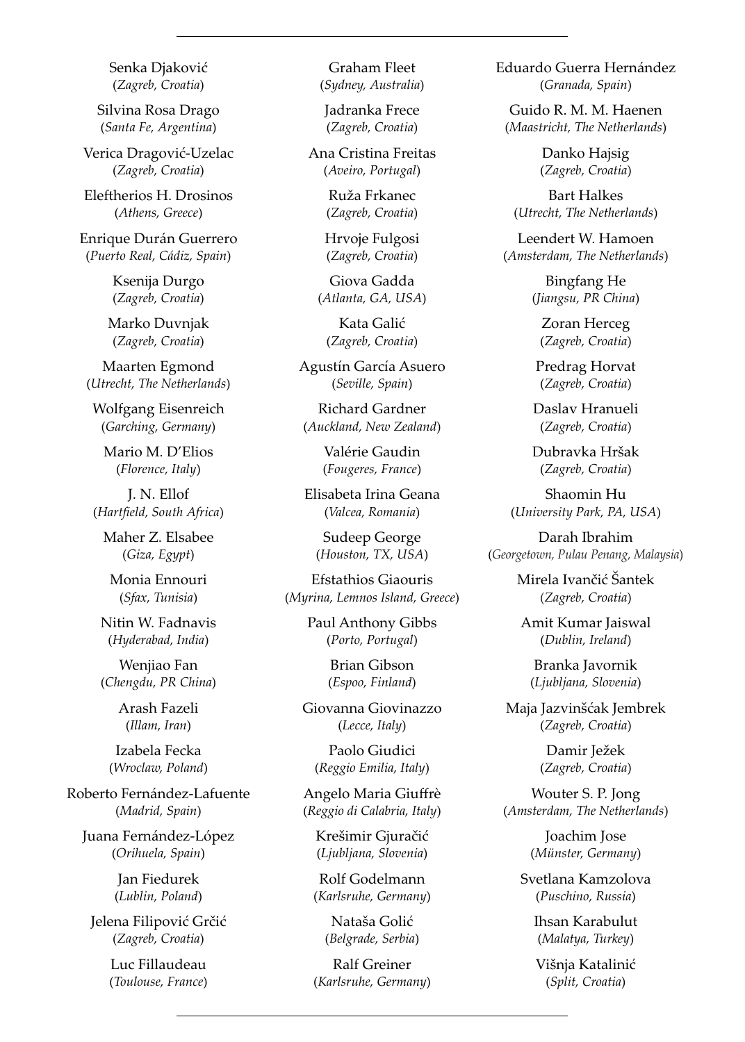Senka Djaković
(*Zagreb, Croatia*)

Silvina Rosa Drago
(*Santa Fe, Argentina*)

Verica Dragović-Uzelac
(*Zagreb, Croatia*)

Eleftherios H. Drosinos
(*Athens, Greece*)

Enrique Durán Guerrero
(*Puerto Real, Cádiz, Spain*)

Ksenija Durgo
(*Zagreb, Croatia*)

Marko Duvnjak
(*Zagreb, Croatia*)

Maarten Egmond
(*Utrecht, The Netherlands*)

Wolfgang Eisenreich
(*Garching, Germany*)

Mario M. D'Elios
(*Florence, Italy*)

J. N. Ellof
(*Hartfield, South Africa*)

Maher Z. Elsabee
(*Giza, Egypt*)

Monia Ennouri
(*Sfax, Tunisia*)

Nitin W. Fadnavis
(*Hyderabad, India*)

Wenjiao Fan
(*Chengdu, PR China*)

Arash Fazeli
(*Illam, Iran*)

Izabela Fecka
(*Wroclaw, Poland*)

Roberto Fernández-Lafuente
(*Madrid, Spain*)

Juana Fernández-López
(*Orihuela, Spain*)

Jan Fiedurek
(*Lublin, Poland*)

Jelena Filipović Grčić
(*Zagreb, Croatia*)

Luc Fillaudeau
(*Toulouse, France*)

Graham Fleet
(*Sydney, Australia*)

Jadranka Frece
(*Zagreb, Croatia*)

Ana Cristina Freitas
(*Aveiro, Portugal*)

Ruža Frkanec
(*Zagreb, Croatia*)

Hrvoje Fulgosi
(*Zagreb, Croatia*)

Giova Gadda
(*Atlanta, GA, USA*)

Kata Galić
(*Zagreb, Croatia*)

Agustín García Asuero
(*Seville, Spain*)

Richard Gardner
(*Auckland, New Zealand*)

Valérie Gaudin
(*Fougeres, France*)

Elisabeta Irina Geana
(*Valcea, Romania*)

Sudeep George
(*Houston, TX, USA*)

Efstathios Giaouris
(*Myrina, Lemnos Island, Greece*)

Paul Anthony Gibbs
(*Porto, Portugal*)

Brian Gibson
(*Espoo, Finland*)

Giovanna Giovinazzo
(*Lecce, Italy*)

Paolo Giudici
(*Reggio Emilia, Italy*)

Angelo Maria Giuffrè
(*Reggio di Calabria, Italy*)

Krešimir Gjuračić
(*Ljubljana, Slovenia*)

Rolf Godelmann
(*Karlsruhe, Germany*)

Nataša Golić
(*Belgrade, Serbia*)

Ralf Greiner
(*Karlsruhe, Germany*)

Eduardo Guerra Hernández
(*Granada, Spain*)

Guido R. M. M. Haenen
(*Maastricht, The Netherlands*)

Danko Hajsig
(*Zagreb, Croatia*)

Bart Halkes
(*Utrecht, The Netherlands*)

Leendert W. Hamoen
(*Amsterdam, The Netherlands*)

Bingfang He
(*Jiangsu, PR China*)

Zoran Herceg
(*Zagreb, Croatia*)

Predrag Horvat
(*Zagreb, Croatia*)

Daslav Hranueli
(*Zagreb, Croatia*)

Dubravka Hršak
(*Zagreb, Croatia*)

Shaomin Hu
(*University Park, PA, USA*)

Darah Ibrahim
(*Georgetown, Pulau Penang, Malaysia*)

Mirela Ivančić Šantek
(*Zagreb, Croatia*)

Amit Kumar Jaiswal
(*Dublin, Ireland*)

Branka Javornik
(*Ljubljana, Slovenia*)

Maja Jazvinšćak Jembrek
(*Zagreb, Croatia*)

Damir Ježek
(*Zagreb, Croatia*)

Wouter S. P. Jong
(*Amsterdam, The Netherlands*)

Joachim Jose
(*Münster, Germany*)

Svetlana Kamzolova
(*Puschino, Russia*)

Ihsan Karabulut
(*Malatya, Turkey*)

Višnja Katalinić
(*Split, Croatia*)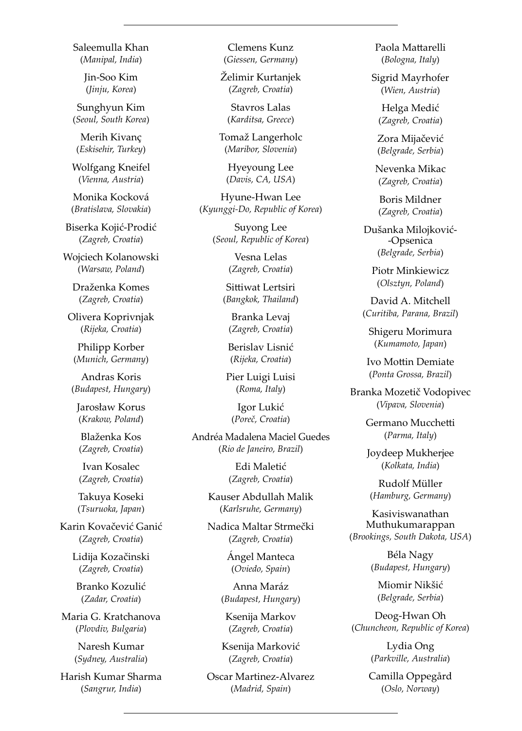Saleemulla Khan
(*Manipal, India*)

Jin-Soo Kim
(*Jinju, Korea*)

Sunghyun Kim
(*Seoul, South Korea*)

Merih Kivanç
(*Eskisehir, Turkey*)

Wolfgang Kneifel
(*Vienna, Austria*)

Monika Kocková
(*Bratislava, Slovakia*)

Biserka Kojić-Prodić
(*Zagreb, Croatia*)

Wojciech Kolanowski
(*Warsaw, Poland*)

Draženka Komes
(*Zagreb, Croatia*)

Olivera Koprivnjak
(*Rijeka, Croatia*)

Philipp Korber
(*Munich, Germany*)

Andras Koris
(*Budapest, Hungary*)

Jarosław Korus
(*Krakow, Poland*)

Blaženka Kos
(*Zagreb, Croatia*)

Ivan Kosalec
(*Zagreb, Croatia*)

Takuya Koseki
(*Tsuruoka, Japan*)

Karin Kovačević Ganić
(*Zagreb, Croatia*)

Lidija Kozačinski
(*Zagreb, Croatia*)

Branko Kozulić
(*Zadar, Croatia*)

Maria G. Kratchanova
(*Plovdiv, Bulgaria*)

Naresh Kumar
(*Sydney, Australia*)

Harish Kumar Sharma
(*Sangrur, India*)

Clemens Kunz
(*Giessen, Germany*)

Želimir Kurtanjek
(*Zagreb, Croatia*)

Stavros Lalas
(*Karditsa, Greece*)

Tomaž Langerholc
(*Maribor, Slovenia*)

Hyeyoung Lee
(*Davis, CA, USA*)

Hyune-Hwan Lee
(*Kyunggi-Do, Republic of Korea*)

Suyong Lee
(*Seoul, Republic of Korea*)

Vesna Lelas
(*Zagreb, Croatia*)

Sittiwat Lertsiri
(*Bangkok, Thailand*)

Branka Levaj
(*Zagreb, Croatia*)

Berislav Lisnić
(*Rijeka, Croatia*)

Pier Luigi Luisi
(*Roma, Italy*)

Igor Lukić
(*Poreč, Croatia*)

Andréa Madalena Maciel Guedes
(*Rio de Janeiro, Brazil*)

Edi Maletić
(*Zagreb, Croatia*)

Kauser Abdullah Malik
(*Karlsruhe, Germany*)

Nadica Maltar Strmečki
(*Zagreb, Croatia*)

Ángel Manteca
(*Oviedo, Spain*)

Anna Maráz
(*Budapest, Hungary*)

Ksenija Markov
(*Zagreb, Croatia*)

Ksenija Marković
(*Zagreb, Croatia*)

Oscar Martinez-Alvarez
(*Madrid, Spain*)

Paola Mattarelli
(*Bologna, Italy*)

Sigrid Mayrhofer
(*Wien, Austria*)

Helga Medić
(*Zagreb, Croatia*)

Zora Mijačević
(*Belgrade, Serbia*)

Nevenka Mikac
(*Zagreb, Croatia*)

Boris Mildner
(*Zagreb, Croatia*)

Dušanka Milojković-Opsenica
(*Belgrade, Serbia*)

Piotr Minkiewicz
(*Olsztyn, Poland*)

David A. Mitchell
(*Curitiba, Parana, Brazil*)

Shigeru Morimura
(*Kumamoto, Japan*)

Ivo Mottin Demiate
(*Ponta Grossa, Brazil*)

Branka Mozetič Vodopivec
(*Vipava, Slovenia*)

Germano Mucchetti
(*Parma, Italy*)

Joydeep Mukherjee
(*Kolkata, India*)

Rudolf Müller
(*Hamburg, Germany*)

Kasiviswanathan Muthukumarappan
(*Brookings, South Dakota, USA*)

Béla Nagy
(*Budapest, Hungary*)

Miomir Nikšić
(*Belgrade, Serbia*)

Deog-Hwan Oh
(*Chuncheon, Republic of Korea*)

Lydia Ong
(*Parkville, Australia*)

Camilla Oppegård
(*Oslo, Norway*)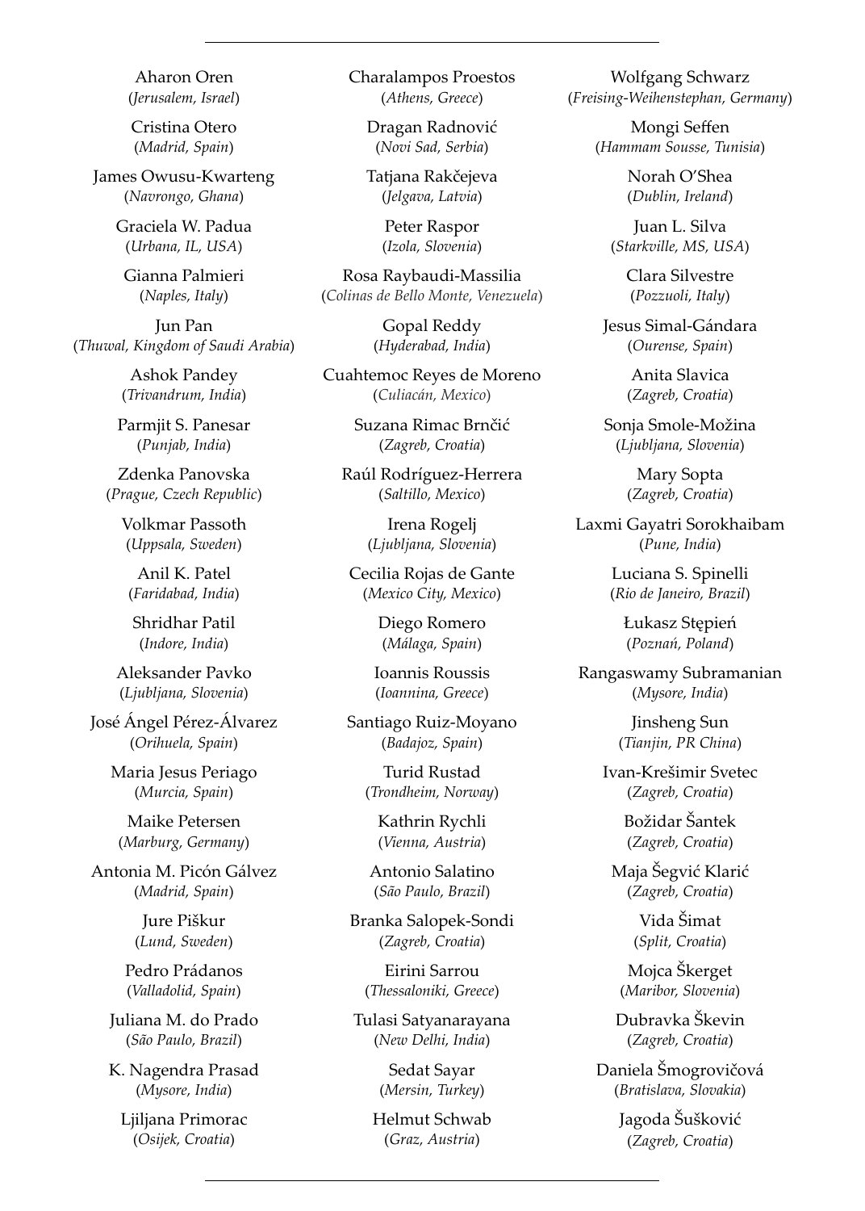Aharon Oren
(*Jerusalem, Israel*)

Cristina Otero
(*Madrid, Spain*)

James Owusu-Kwarteng
(*Navrongo, Ghana*)

Graciela W. Padua
(*Urbana, IL, USA*)

Gianna Palmieri
(*Naples, Italy*)

Jun Pan
(*Thuwal, Kingdom of Saudi Arabia*)

Ashok Pandey
(*Trivandrum, India*)

Parmjit S. Panesar
(*Punjab, India*)

Zdenka Panovska
(*Prague, Czech Republic*)

Volkmar Passoth
(*Uppsala, Sweden*)

Anil K. Patel
(*Faridabad, India*)

Shridhar Patil
(*Indore, India*)

Aleksander Pavko
(*Ljubljana, Slovenia*)

José Ángel Pérez-Álvarez
(*Orihuela, Spain*)

Maria Jesus Periago
(*Murcia, Spain*)

Maike Petersen
(*Marburg, Germany*)

Antonia M. Picón Gálvez
(*Madrid, Spain*)

Jure Piškur
(*Lund, Sweden*)

Pedro Prádanos
(*Valladolid, Spain*)

Juliana M. do Prado
(*São Paulo, Brazil*)

K. Nagendra Prasad
(*Mysore, India*)

Ljiljana Primorac
(*Osijek, Croatia*)

Charalampos Proestos
(*Athens, Greece*)

Dragan Radnović
(*Novi Sad, Serbia*)

Tatjana Rakčejeva
(*Jelgava, Latvia*)

Peter Raspor
(*Izola, Slovenia*)

Rosa Raybaudi-Massilia
(*Colinas de Bello Monte, Venezuela*)

Gopal Reddy
(*Hyderabad, India*)

Cuahtemoc Reyes de Moreno
(*Culiacán, Mexico*)

Suzana Rimac Brnčić
(*Zagreb, Croatia*)

Raúl Rodríguez-Herrera
(*Saltillo, Mexico*)

Irena Rogelj
(*Ljubljana, Slovenia*)

Cecilia Rojas de Gante
(*Mexico City, Mexico*)

Diego Romero
(*Málaga, Spain*)

Ioannis Roussis
(*Ioannina, Greece*)

Santiago Ruiz-Moyano
(*Badajoz, Spain*)

Turid Rustad
(*Trondheim, Norway*)

Kathrin Rychli
(*Vienna, Austria*)

Antonio Salatino
(*São Paulo, Brazil*)

Branka Salopek-Sondi
(*Zagreb, Croatia*)

Eirini Sarrou
(*Thessaloniki, Greece*)

Tulasi Satyanarayana
(*New Delhi, India*)

Sedat Sayar
(*Mersin, Turkey*)

Helmut Schwab
(*Graz, Austria*)

Wolfgang Schwarz
(*Freising-Weihenstephan, Germany*)

Mongi Seffen
(*Hammam Sousse, Tunisia*)

Norah O'Shea
(*Dublin, Ireland*)

Juan L. Silva
(*Starkville, MS, USA*)

Clara Silvestre
(*Pozzuoli, Italy*)

Jesus Simal-Gándara
(*Ourense, Spain*)

Anita Slavica
(*Zagreb, Croatia*)

Sonja Smole-Možina
(*Ljubljana, Slovenia*)

Mary Sopta
(*Zagreb, Croatia*)

Laxmi Gayatri Sorokhaibam
(*Pune, India*)

Luciana S. Spinelli
(*Rio de Janeiro, Brazil*)

Łukasz Stępień
(*Poznań, Poland*)

Rangaswamy Subramanian
(*Mysore, India*)

Jinsheng Sun
(*Tianjin, PR China*)

Ivan-Krešimir Svetec
(*Zagreb, Croatia*)

Božidar Šantek
(*Zagreb, Croatia*)

Maja Šegvić Klarić
(*Zagreb, Croatia*)

Vida Šimat
(*Split, Croatia*)

Mojca Škerget
(*Maribor, Slovenia*)

Dubravka Škevin
(*Zagreb, Croatia*)

Daniela Šmogrovičová
(*Bratislava, Slovakia*)

Jagoda Šušković
(*Zagreb, Croatia*)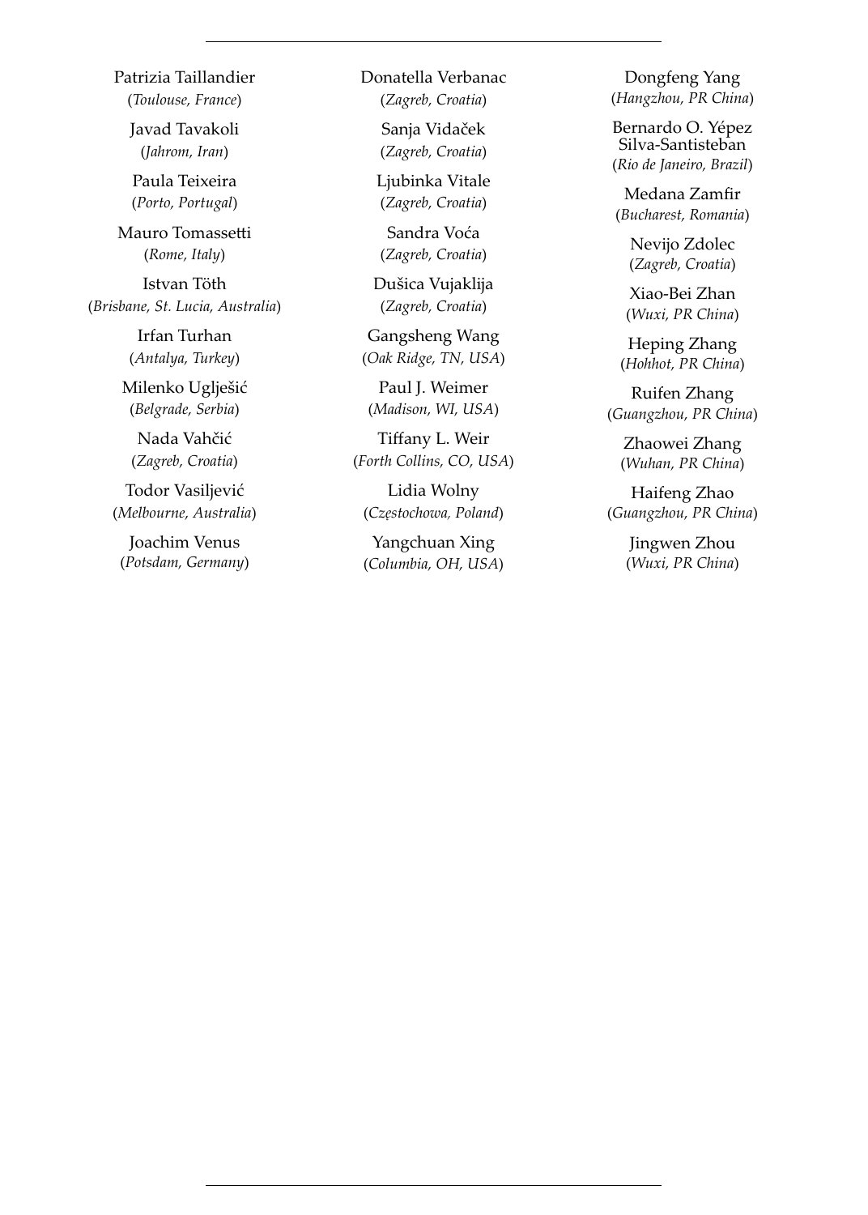Patrizia Taillandier
(*Toulouse, France*)

Javad Tavakoli
(*Jahrom, Iran*)

Paula Teixeira
(*Porto, Portugal*)

Mauro Tomassetti
(*Rome, Italy*)

Istvan Töth
(*Brisbane, St. Lucia, Australia*)

Irfan Turhan
(*Antalya, Turkey*)

Milenko Uglješić
(*Belgrade, Serbia*)

Nada Vahčić
(*Zagreb, Croatia*)

Todor Vasiljević
(*Melbourne, Australia*)

Joachim Venus
(*Potsdam, Germany*)

Donatella Verbanac
(*Zagreb, Croatia*)

Sanja Vidaček
(*Zagreb, Croatia*)

Ljubinka Vitale
(*Zagreb, Croatia*)

Sandra Voća
(*Zagreb, Croatia*)

Dušica Vujaklija
(*Zagreb, Croatia*)

Gangsheng Wang
(*Oak Ridge, TN, USA*)

Paul J. Weimer
(*Madison, WI, USA*)

Tiffany L. Weir
(*Forth Collins, CO, USA*)

Lidia Wolny
(*Częstochowa, Poland*)

Yangchuan Xing
(*Columbia, OH, USA*)

Dongfeng Yang
(*Hangzhou, PR China*)

Bernardo O. Yépez Silva-Santisteban
(*Rio de Janeiro, Brazil*)

Medana Zamfir
(*Bucharest, Romania*)

Nevijo Zdolec
(*Zagreb, Croatia*)

Xiao-Bei Zhan
(*Wuxi, PR China*)

Heping Zhang
(*Hohhot, PR China*)

Ruifen Zhang
(*Guangzhou, PR China*)

Zhaowei Zhang
(*Wuhan, PR China*)

Haifeng Zhao
(*Guangzhou, PR China*)

Jingwen Zhou
(*Wuxi, PR China*)